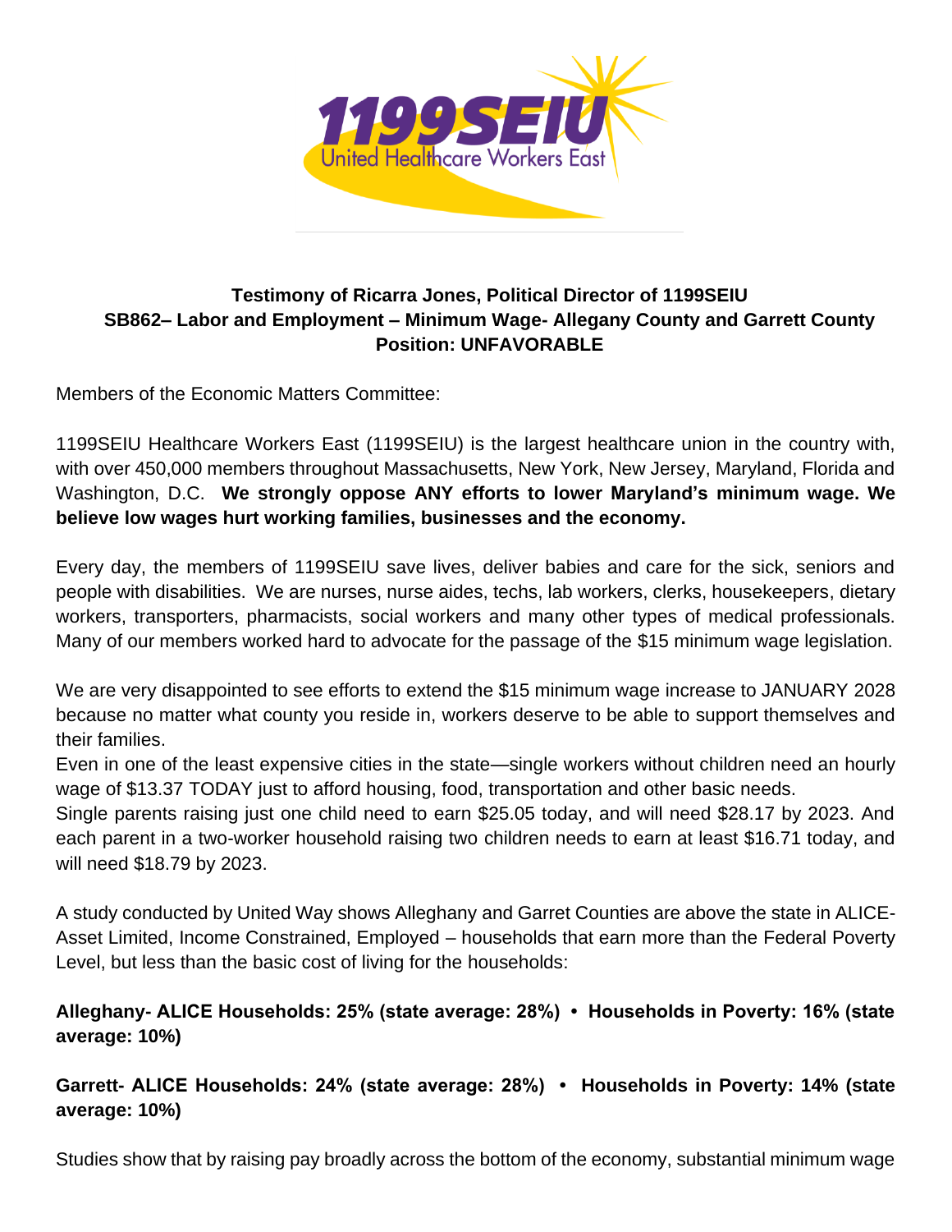1199SEIU United Healthcare Workers East

**Testimony of Ricarra Jones, Political Director of 1199SEIU**
**SB862– Labor and Employment – Minimum Wage- Allegany County and Garrett County**
**Position: UNFAVORABLE**

Members of the Economic Matters Committee:

1199SEIU Healthcare Workers East (1199SEIU) is the largest healthcare union in the country with, with over 450,000 members throughout Massachusetts, New York, New Jersey, Maryland, Florida and Washington, D.C. **We strongly oppose ANY efforts to lower Maryland's minimum wage. We believe low wages hurt working families, businesses and the economy.**

Every day, the members of 1199SEIU save lives, deliver babies and care for the sick, seniors and people with disabilities. We are nurses, nurse aides, techs, lab workers, clerks, housekeepers, dietary workers, transporters, pharmacists, social workers and many other types of medical professionals. Many of our members worked hard to advocate for the passage of the $15 minimum wage legislation.

We are very disappointed to see efforts to extend the $15 minimum wage increase to JANUARY 2028 because no matter what county you reside in, workers deserve to be able to support themselves and their families.

Even in one of the least expensive cities in the state—single workers without children need an hourly wage of $13.37 TODAY just to afford housing, food, transportation and other basic needs.

Single parents raising just one child need to earn $25.05 today, and will need $28.17 by 2023. And each parent in a two-worker household raising two children needs to earn at least $16.71 today, and will need $18.79 by 2023.

A study conducted by United Way shows Alleghany and Garret Counties are above the state in ALICE- Asset Limited, Income Constrained, Employed – households that earn more than the Federal Poverty Level, but less than the basic cost of living for the households:

**Alleghany- ALICE Households: 25% (state average: 28%) • Households in Poverty: 16% (state average: 10%)**

**Garrett- ALICE Households: 24% (state average: 28%) • Households in Poverty: 14% (state average: 10%)**

Studies show that by raising pay broadly across the bottom of the economy, substantial minimum wage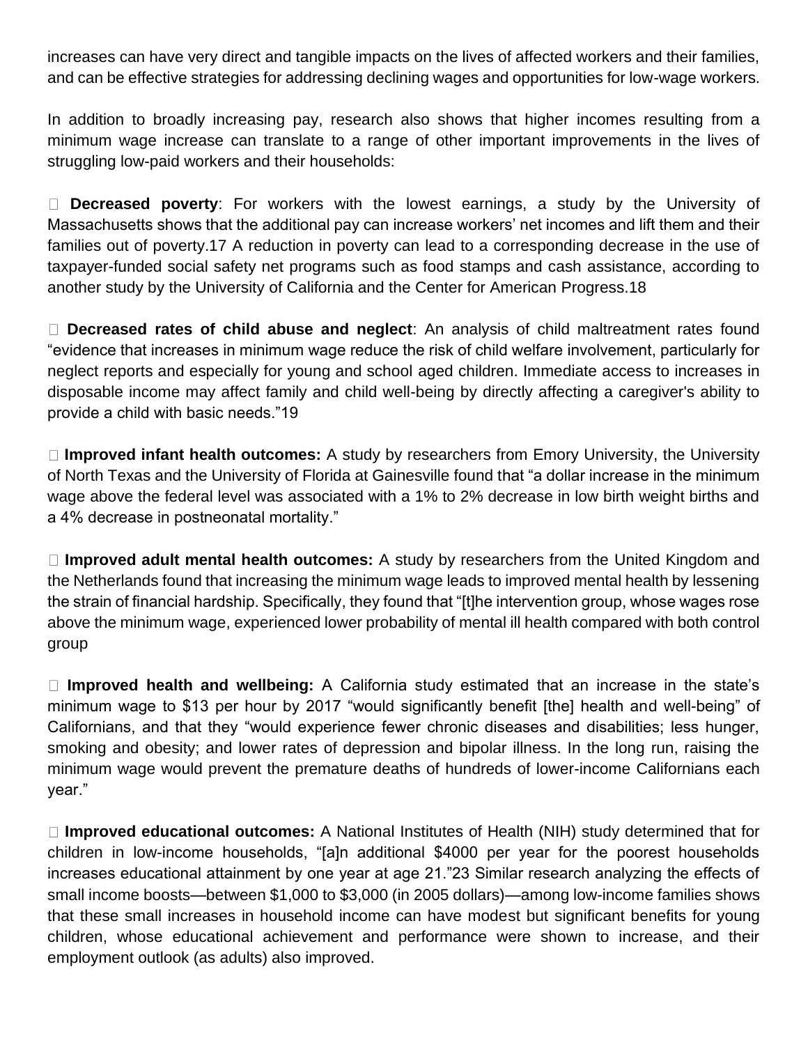increases can have very direct and tangible impacts on the lives of affected workers and their families, and can be effective strategies for addressing declining wages and opportunities for low-wage workers.

In addition to broadly increasing pay, research also shows that higher incomes resulting from a minimum wage increase can translate to a range of other important improvements in the lives of struggling low-paid workers and their households:

- **Decreased poverty**: For workers with the lowest earnings, a study by the University of Massachusetts shows that the additional pay can increase workers' net incomes and lift them and their families out of poverty.17 A reduction in poverty can lead to a corresponding decrease in the use of taxpayer-funded social safety net programs such as food stamps and cash assistance, according to another study by the University of California and the Center for American Progress.18

- **Decreased rates of child abuse and neglect**: An analysis of child maltreatment rates found "evidence that increases in minimum wage reduce the risk of child welfare involvement, particularly for neglect reports and especially for young and school aged children. Immediate access to increases in disposable income may affect family and child well-being by directly affecting a caregiver's ability to provide a child with basic needs."19

- **Improved infant health outcomes:** A study by researchers from Emory University, the University of North Texas and the University of Florida at Gainesville found that "a dollar increase in the minimum wage above the federal level was associated with a 1% to 2% decrease in low birth weight births and a 4% decrease in postneonatal mortality."

- **Improved adult mental health outcomes:** A study by researchers from the United Kingdom and the Netherlands found that increasing the minimum wage leads to improved mental health by lessening the strain of financial hardship. Specifically, they found that "[t]he intervention group, whose wages rose above the minimum wage, experienced lower probability of mental ill health compared with both control group

- **Improved health and wellbeing:** A California study estimated that an increase in the state's minimum wage to $13 per hour by 2017 "would significantly benefit [the] health and well-being" of Californians, and that they "would experience fewer chronic diseases and disabilities; less hunger, smoking and obesity; and lower rates of depression and bipolar illness. In the long run, raising the minimum wage would prevent the premature deaths of hundreds of lower-income Californians each year."

- **Improved educational outcomes:** A National Institutes of Health (NIH) study determined that for children in low-income households, "[a]n additional $4000 per year for the poorest households increases educational attainment by one year at age 21."23 Similar research analyzing the effects of small income boosts—between $1,000 to $3,000 (in 2005 dollars)—among low-income families shows that these small increases in household income can have modest but significant benefits for young children, whose educational achievement and performance were shown to increase, and their employment outlook (as adults) also improved.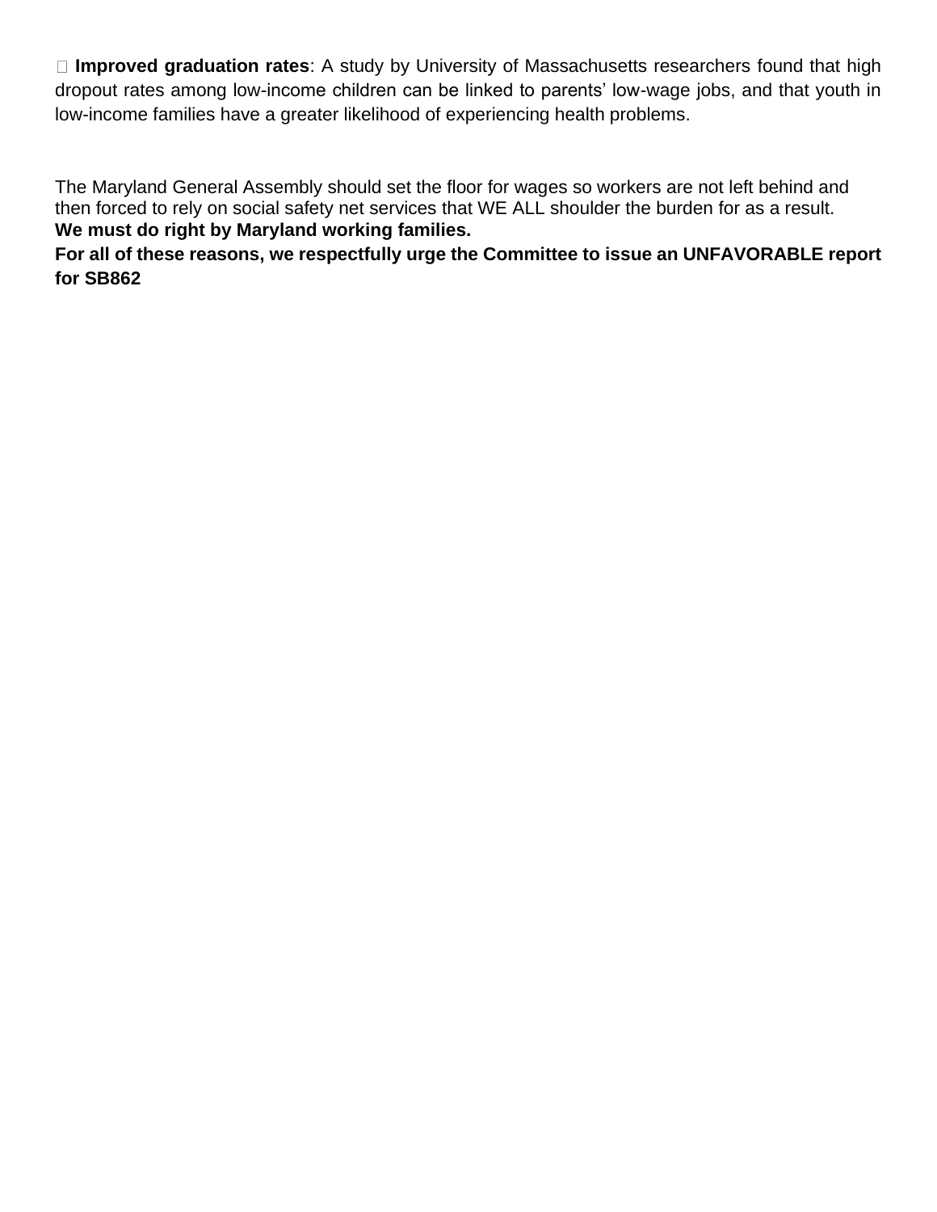-  **Improved graduation rates**: A study by University of Massachusetts researchers found that high dropout rates among low-income children can be linked to parents' low-wage jobs, and that youth in low-income families have a greater likelihood of experiencing health problems.

The Maryland General Assembly should set the floor for wages so workers are not left behind and then forced to rely on social safety net services that WE ALL shoulder the burden for as a result.

**We must do right by Maryland working families.**

**For all of these reasons, we respectfully urge the Committee to issue an UNFAVORABLE report for SB862**